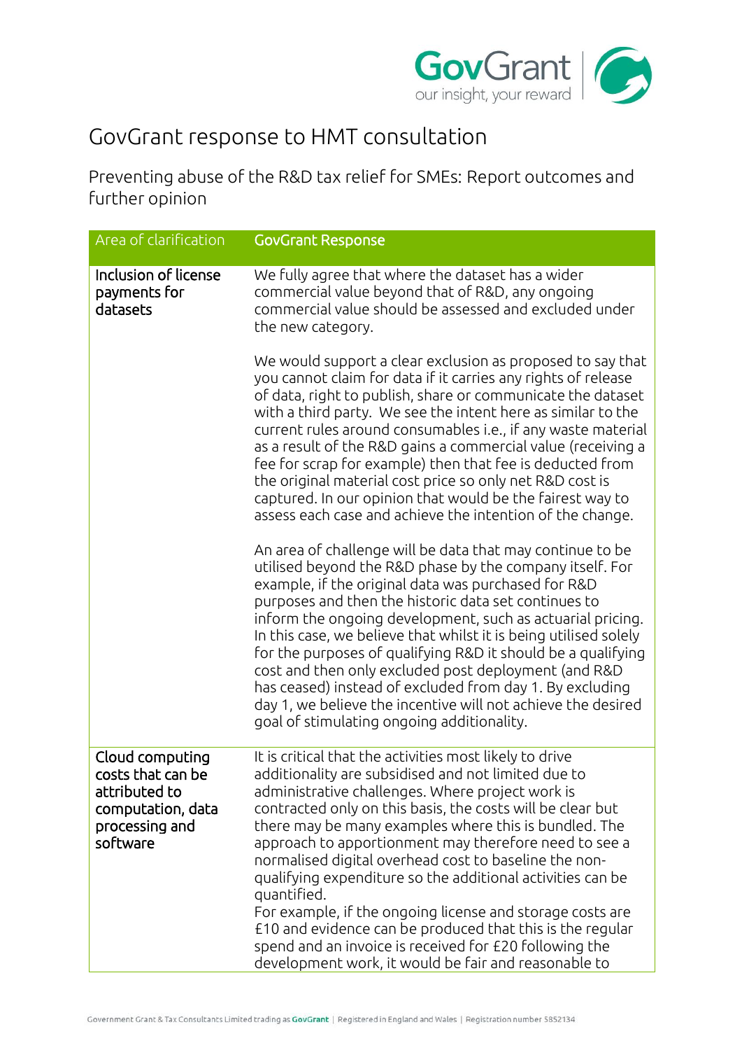# GovGrant response to HMT consultation

## Preventing abuse of the R&D tax relief for SMEs: Report outcomes and further opinion

| Area of clarification | GovGrant Response |
|---|---|
| Inclusion of license payments for datasets | We fully agree that where the dataset has a wider commercial value beyond that of R&D, any ongoing commercial value should be assessed and excluded under the new category.<br><br>We would support a clear exclusion as proposed to say that you cannot claim for data if it carries any rights of release of data, right to publish, share or communicate the dataset with a third party. We see the intent here as similar to the current rules around consumables i.e., if any waste material as a result of the R&D gains a commercial value (receiving a fee for scrap for example) then that fee is deducted from the original material cost price so only net R&D cost is captured. In our opinion that would be the fairest way to assess each case and achieve the intention of the change.<br><br>An area of challenge will be data that may continue to be utilised beyond the R&D phase by the company itself. For example, if the original data was purchased for R&D purposes and then the historic data set continues to inform the ongoing development, such as actuarial pricing. In this case, we believe that whilst it is being utilised solely for the purposes of qualifying R&D it should be a qualifying cost and then only excluded post deployment (and R&D has ceased) instead of excluded from day 1. By excluding day 1, we believe the incentive will not achieve the desired goal of stimulating ongoing additionality. |
| Cloud computing costs that can be attributed to computation, data processing and software | It is critical that the activities most likely to drive additionality are subsidised and not limited due to administrative challenges. Where project work is contracted only on this basis, the costs will be clear but there may be many examples where this is bundled. The approach to apportionment may therefore need to see a normalised digital overhead cost to baseline the non-qualifying expenditure so the additional activities can be quantified.<br>For example, if the ongoing license and storage costs are £10 and evidence can be produced that this is the regular spend and an invoice is received for £20 following the development work, it would be fair and reasonable to |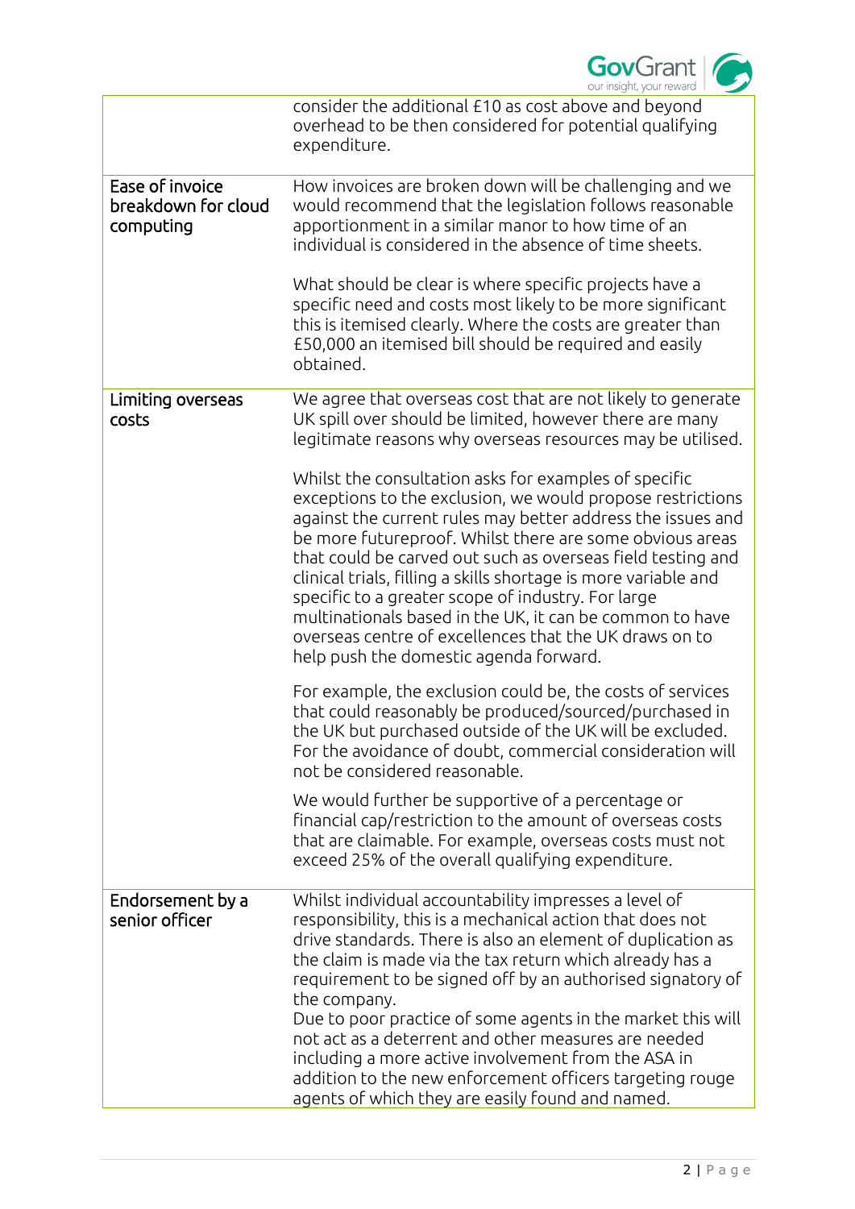| | |
|---|---|
| | consider the additional £10 as cost above and beyond overhead to be then considered for potential qualifying expenditure. |
| Ease of invoice breakdown for cloud computing | How invoices are broken down will be challenging and we would recommend that the legislation follows reasonable apportionment in a similar manor to how time of an individual is considered in the absence of time sheets.<br><br>What should be clear is where specific projects have a specific need and costs most likely to be more significant this is itemised clearly. Where the costs are greater than £50,000 an itemised bill should be required and easily obtained. |
| Limiting overseas costs | We agree that overseas cost that are not likely to generate UK spill over should be limited, however there are many legitimate reasons why overseas resources may be utilised.<br><br>Whilst the consultation asks for examples of specific exceptions to the exclusion, we would propose restrictions against the current rules may better address the issues and be more futureproof. Whilst there are some obvious areas that could be carved out such as overseas field testing and clinical trials, filling a skills shortage is more variable and specific to a greater scope of industry. For large multinationals based in the UK, it can be common to have overseas centre of excellences that the UK draws on to help push the domestic agenda forward.<br><br>For example, the exclusion could be, the costs of services that could reasonably be produced/sourced/purchased in the UK but purchased outside of the UK will be excluded. For the avoidance of doubt, commercial consideration will not be considered reasonable.<br><br>We would further be supportive of a percentage or financial cap/restriction to the amount of overseas costs that are claimable. For example, overseas costs must not exceed 25% of the overall qualifying expenditure. |
| Endorsement by a senior officer | Whilst individual accountability impresses a level of responsibility, this is a mechanical action that does not drive standards. There is also an element of duplication as the claim is made via the tax return which already has a requirement to be signed off by an authorised signatory of the company.<br>Due to poor practice of some agents in the market this will not act as a deterrent and other measures are needed including a more active involvement from the ASA in addition to the new enforcement officers targeting rouge agents of which they are easily found and named. |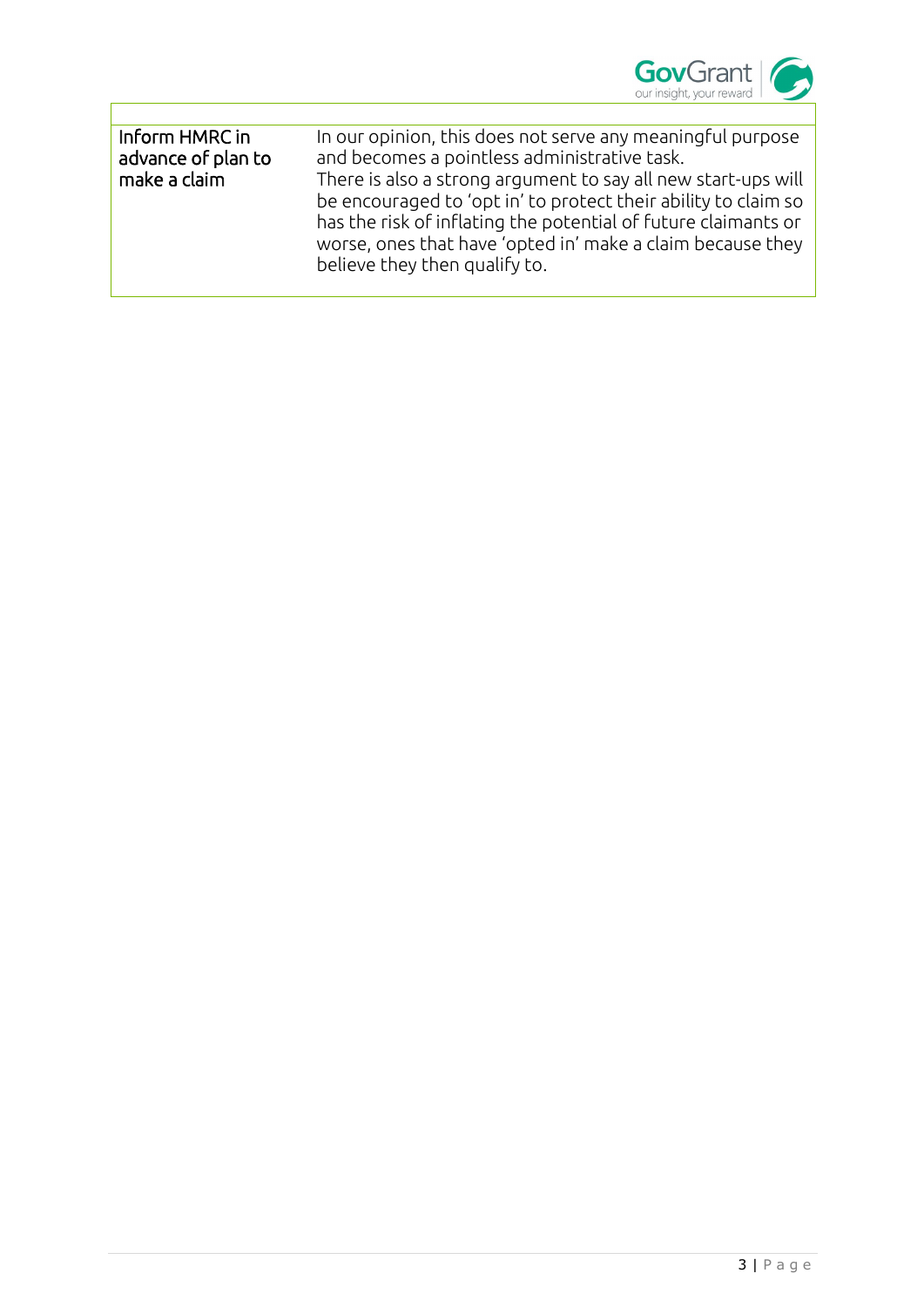| | |
|---|---|
| Inform HMRC in advance of plan to make a claim | In our opinion, this does not serve any meaningful purpose and becomes a pointless administrative task.<br>There is also a strong argument to say all new start-ups will be encouraged to 'opt in' to protect their ability to claim so has the risk of inflating the potential of future claimants or worse, ones that have 'opted in' make a claim because they believe they then qualify to. |